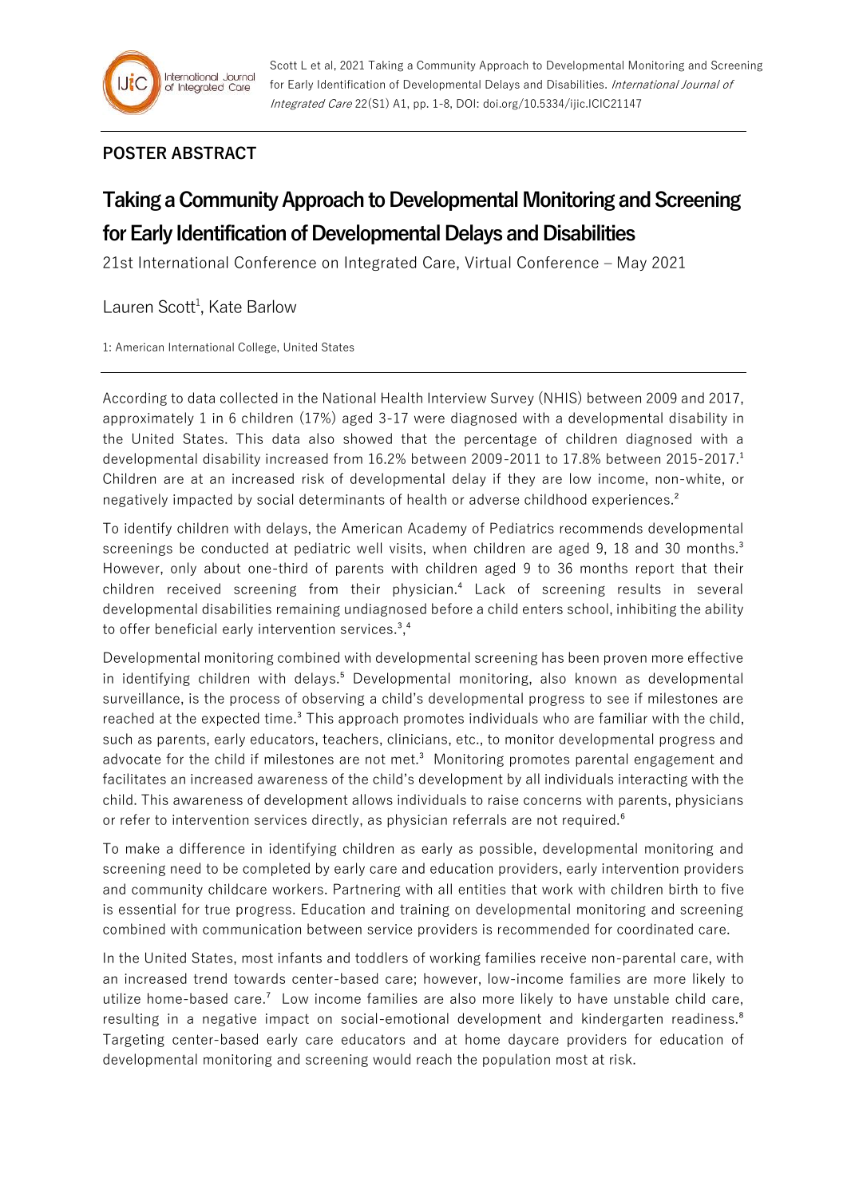Scott L et al, 2021 Taking a Community Approach to Developmental Monitoring and Screening for Early Identification of Developmental Delays and Disabilities. *International Journal of Integrated Care* 22(S1) A1, pp. 1-8, DOI: doi.org/10.5334/ijic.ICIC21147

## POSTER ABSTRACT

# Taking a Community Approach to Developmental Monitoring and Screening for Early Identification of Developmental Delays and Disabilities

21st International Conference on Integrated Care, Virtual Conference – May 2021

Lauren Scott[1], Kate Barlow

1: American International College, United States

---

According to data collected in the National Health Interview Survey (NHIS) between 2009 and 2017, approximately 1 in 6 children (17%) aged 3-17 were diagnosed with a developmental disability in the United States. This data also showed that the percentage of children diagnosed with a developmental disability increased from 16.2% between 2009-2011 to 17.8% between 2015-2017.[1] Children are at an increased risk of developmental delay if they are low income, non-white, or negatively impacted by social determinants of health or adverse childhood experiences.[2]

To identify children with delays, the American Academy of Pediatrics recommends developmental screenings be conducted at pediatric well visits, when children are aged 9, 18 and 30 months.[3] However, only about one-third of parents with children aged 9 to 36 months report that their children received screening from their physician.[4] Lack of screening results in several developmental disabilities remaining undiagnosed before a child enters school, inhibiting the ability to offer beneficial early intervention services.[3],[4]

Developmental monitoring combined with developmental screening has been proven more effective in identifying children with delays.[5] Developmental monitoring, also known as developmental surveillance, is the process of observing a child's developmental progress to see if milestones are reached at the expected time.[3] This approach promotes individuals who are familiar with the child, such as parents, early educators, teachers, clinicians, etc., to monitor developmental progress and advocate for the child if milestones are not met.[3] Monitoring promotes parental engagement and facilitates an increased awareness of the child's development by all individuals interacting with the child. This awareness of development allows individuals to raise concerns with parents, physicians or refer to intervention services directly, as physician referrals are not required.[6]

To make a difference in identifying children as early as possible, developmental monitoring and screening need to be completed by early care and education providers, early intervention providers and community childcare workers. Partnering with all entities that work with children birth to five is essential for true progress. Education and training on developmental monitoring and screening combined with communication between service providers is recommended for coordinated care.

In the United States, most infants and toddlers of working families receive non-parental care, with an increased trend towards center-based care; however, low-income families are more likely to utilize home-based care.[7] Low income families are also more likely to have unstable child care, resulting in a negative impact on social-emotional development and kindergarten readiness.[8] Targeting center-based early care educators and at home daycare providers for education of developmental monitoring and screening would reach the population most at risk.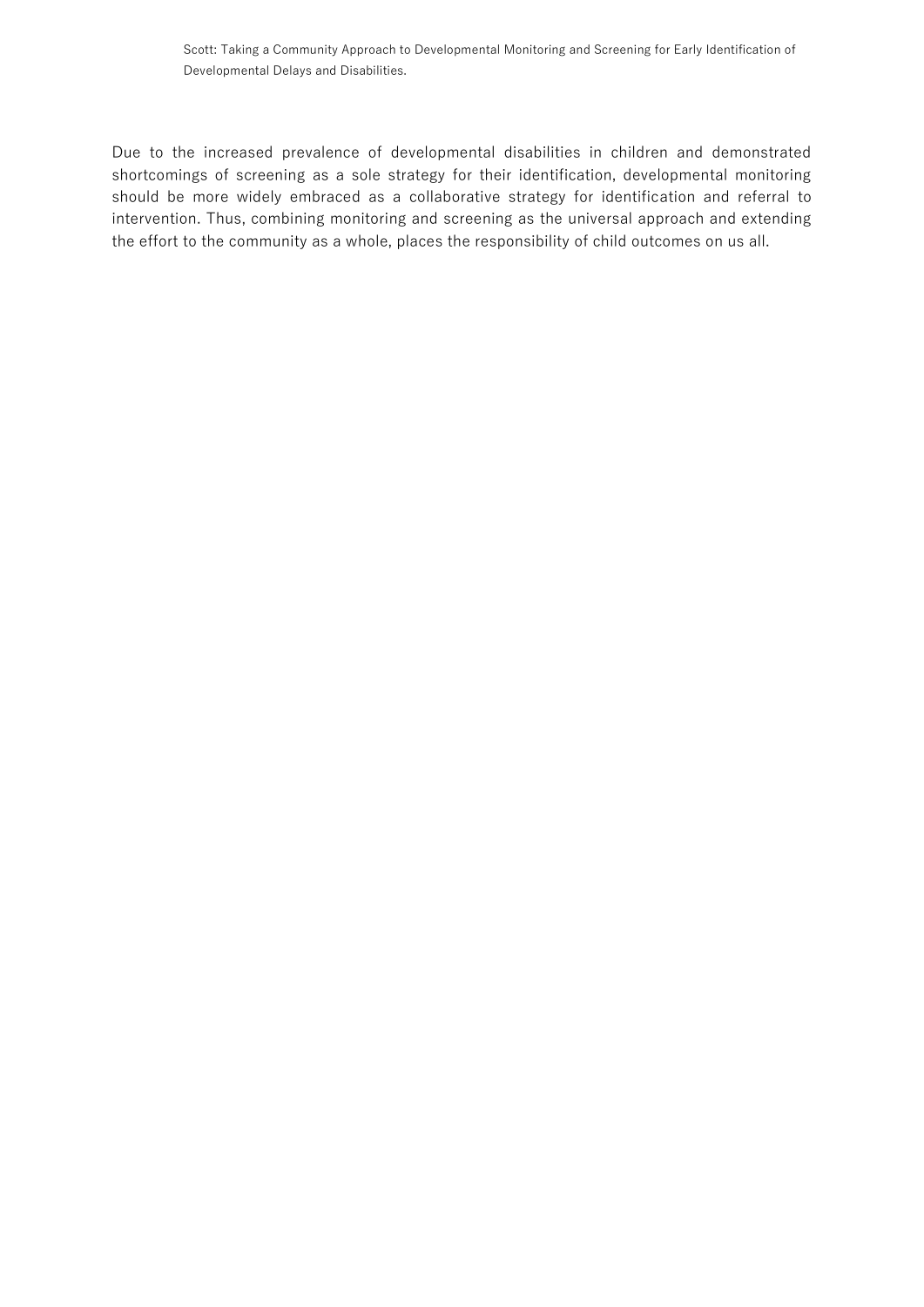Due to the increased prevalence of developmental disabilities in children and demonstrated shortcomings of screening as a sole strategy for their identification, developmental monitoring should be more widely embraced as a collaborative strategy for identification and referral to intervention. Thus, combining monitoring and screening as the universal approach and extending the effort to the community as a whole, places the responsibility of child outcomes on us all.